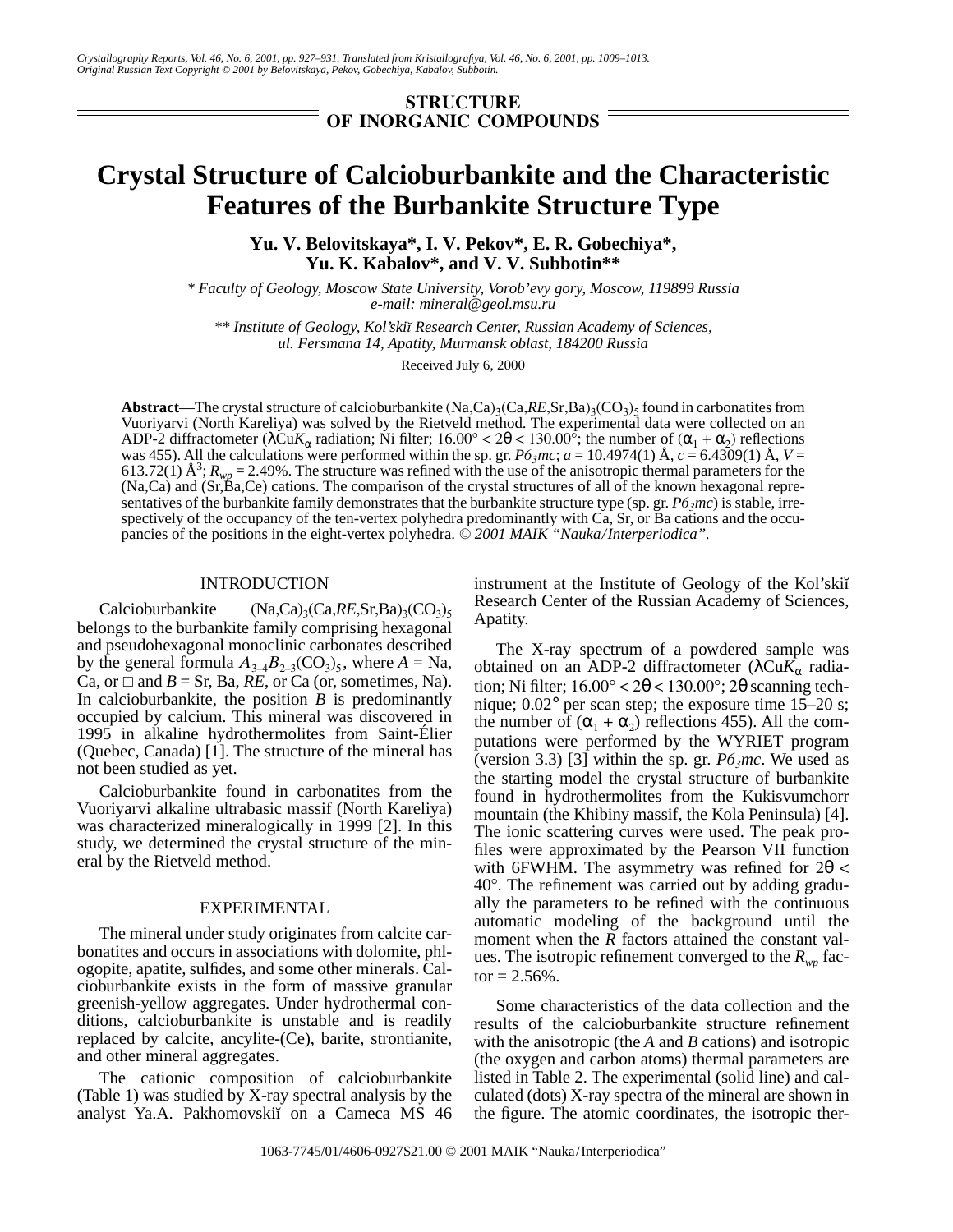STRUCTURE OF INORGANIC COMPOUNDS

# Crystal Structure of Calcioburbankite and the Characteristic Features of the Burbankite Structure Type

**Yu. V. Belovitskaya\*, I. V. Pekov\*, E. R. Gobechiya\*, Yu. K. Kabalov\*, and V. V. Subbotin\*\***

*\* Faculty of Geology, Moscow State University, Vorob'evy gory, Moscow, 119899 Russia*
*e-mail: mineral@geol.msu.ru*

*\*\* Institute of Geology, Kol'skiĭ Research Center, Russian Academy of Sciences, ul. Fersmana 14, Apatity, Murmansk oblast, 184200 Russia*

Received July 6, 2000

**Abstract**—The crystal structure of calcioburbankite $(Na,Ca)_3(Ca,RE,Sr,Ba)_3(CO_3)_5$ found in carbonatites from Vuoriyarvi (North Kareliya) was solved by the Rietveld method. The experimental data were collected on an ADP-2 diffractometer ($\lambda CuK_\alpha$ radiation; Ni filter; $16.00° < 2\theta < 130.00°$; the number of $(\alpha_1 + \alpha_2)$ reflections was 455). All the calculations were performed within the sp. gr. $P6_3mc$; $a = 10.4974(1)$ Å, $c = 6.4309(1)$ Å, $V = 613.72(1)$ Å$^3$; $R_{wp} = 2.49\%$. The structure was refined with the use of the anisotropic thermal parameters for the (Na,Ca) and (Sr,Ba,Ce) cations. The comparison of the crystal structures of all of the known hexagonal representatives of the burbankite family demonstrates that the burbankite structure type (sp. gr. $P6_3mc$) is stable, irrespectively of the occupancy of the ten-vertex polyhedra predominantly with Ca, Sr, or Ba cations and the occupancies of the positions in the eight-vertex polyhedra. © *2001 MAIK "Nauka/Interperiodica".*

## INTRODUCTION

Calcioburbankite $(Na,Ca)_3(Ca,RE,Sr,Ba)_3(CO_3)_5$ belongs to the burbankite family comprising hexagonal and pseudohexagonal monoclinic carbonates described by the general formula $A_{3-4}B_{2-3}(CO_3)_5$, where $A$ = Na, Ca, or □ and $B$ = Sr, Ba, $RE$, or Ca (or, sometimes, Na). In calcioburbankite, the position $B$ is predominantly occupied by calcium. This mineral was discovered in 1995 in alkaline hydrothermolites from Saint-Élier (Quebec, Canada) [1]. The structure of the mineral has not been studied as yet.

Calcioburbankite found in carbonatites from the Vuoriyarvi alkaline ultrabasic massif (North Kareliya) was characterized mineralogically in 1999 [2]. In this study, we determined the crystal structure of the mineral by the Rietveld method.

## EXPERIMENTAL

The mineral under study originates from calcite carbonatites and occurs in associations with dolomite, phlogopite, apatite, sulfides, and some other minerals. Calcioburbankite exists in the form of massive granular greenish-yellow aggregates. Under hydrothermal conditions, calcioburbankite is unstable and is readily replaced by calcite, ancylite-(Ce), barite, strontianite, and other mineral aggregates.

The cationic composition of calcioburbankite (Table 1) was studied by X-ray spectral analysis by the analyst Ya.A. Pakhomovskiĭ on a Cameca MS 46 instrument at the Institute of Geology of the Kol'skiĭ Research Center of the Russian Academy of Sciences, Apatity.

The X-ray spectrum of a powdered sample was obtained on an ADP-2 diffractometer ($\lambda CuK_\alpha$ radiation; Ni filter; $16.00° < 2\theta < 130.00°$; $2\theta$ scanning technique; 0.02° per scan step; the exposure time 15–20 s; the number of $(\alpha_1 + \alpha_2)$ reflections 455). All the computations were performed by the WYRIET program (version 3.3) [3] within the sp. gr. $P6_3mc$. We used as the starting model the crystal structure of burbankite found in hydrothermolites from the Kukisvumchorr mountain (the Khibiny massif, the Kola Peninsula) [4]. The ionic scattering curves were used. The peak profiles were approximated by the Pearson VII function with 6FWHM. The asymmetry was refined for $2\theta < 40°$. The refinement was carried out by adding gradually the parameters to be refined with the continuous automatic modeling of the background until the moment when the $R$ factors attained the constant values. The isotropic refinement converged to the $R_{wp}$ factor = 2.56%.

Some characteristics of the data collection and the results of the calcioburbankite structure refinement with the anisotropic (the $A$ and $B$ cations) and isotropic (the oxygen and carbon atoms) thermal parameters are listed in Table 2. The experimental (solid line) and calculated (dots) X-ray spectra of the mineral are shown in the figure. The atomic coordinates, the isotropic ther-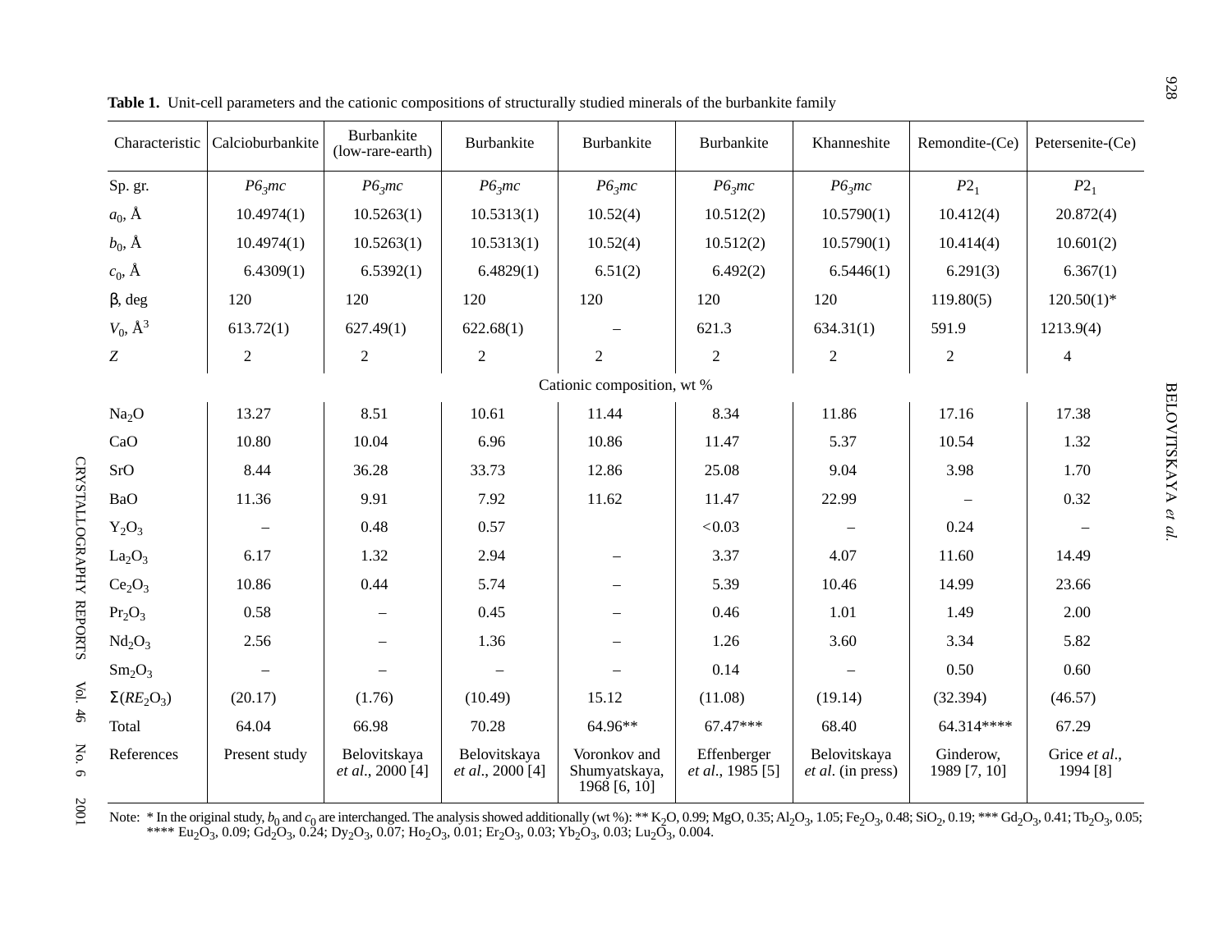**Table 1.** Unit-cell parameters and the cationic compositions of structurally studied minerals of the burbankite family

| Characteristic | Calcioburbankite | Burbankite (low-rare-earth) | Burbankite | Burbankite | Burbankite | Khanneshite | Remondite-(Ce) | Petersenite-(Ce) |
|---|---|---|---|---|---|---|---|---|
| Sp. gr. | $P6_3mc$ | $P6_3mc$ | $P6_3mc$ | $P6_3mc$ | $P6_3mc$ | $P6_3mc$ | $P2_1$ | $P2_1$ |
| $a_0$, Å | 10.4974(1) | 10.5263(1) | 10.5313(1) | 10.52(4) | 10.512(2) | 10.5790(1) | 10.412(4) | 20.872(4) |
| $b_0$, Å | 10.4974(1) | 10.5263(1) | 10.5313(1) | 10.52(4) | 10.512(2) | 10.5790(1) | 10.414(4) | 10.601(2) |
| $c_0$, Å | 6.4309(1) | 6.5392(1) | 6.4829(1) | 6.51(2) | 6.492(2) | 6.5446(1) | 6.291(3) | 6.367(1) |
| β, deg | 120 | 120 | 120 | 120 | 120 | 120 | 119.80(5) | 120.50(1)* |
| $V_0$, Å$^3$ | 613.72(1) | 627.49(1) | 622.68(1) | – | 621.3 | 634.31(1) | 591.9 | 1213.9(4) |
| $Z$ | 2 | 2 | 2 | 2 | 2 | 2 | 2 | 4 |
| Cationic composition, wt % | | | | | | | | |
| $Na_2O$ | 13.27 | 8.51 | 10.61 | 11.44 | 8.34 | 11.86 | 17.16 | 17.38 |
| CaO | 10.80 | 10.04 | 6.96 | 10.86 | 11.47 | 5.37 | 10.54 | 1.32 |
| SrO | 8.44 | 36.28 | 33.73 | 12.86 | 25.08 | 9.04 | 3.98 | 1.70 |
| BaO | 11.36 | 9.91 | 7.92 | 11.62 | 11.47 | 22.99 | – | 0.32 |
| $Y_2O_3$ | – | 0.48 | 0.57 | | <0.03 | – | 0.24 | – |
| $La_2O_3$ | 6.17 | 1.32 | 2.94 | – | 3.37 | 4.07 | 11.60 | 14.49 |
| $Ce_2O_3$ | 10.86 | 0.44 | 5.74 | – | 5.39 | 10.46 | 14.99 | 23.66 |
| $Pr_2O_3$ | 0.58 | – | 0.45 | – | 0.46 | 1.01 | 1.49 | 2.00 |
| $Nd_2O_3$ | 2.56 | – | 1.36 | – | 1.26 | 3.60 | 3.34 | 5.82 |
| $Sm_2O_3$ | – | – | – | – | 0.14 | – | 0.50 | 0.60 |
| $\Sigma(RE_2O_3)$ | (20.17) | (1.76) | (10.49) | 15.12 | (11.08) | (19.14) | (32.394) | (46.57) |
| Total | 64.04 | 66.98 | 70.28 | 64.96** | 67.47*** | 68.40 | 64.314**** | 67.29 |
| References | Present study | Belovitskaya *et al.*, 2000 [4] | Belovitskaya *et al.*, 2000 [4] | Voronkov and Shumyatskaya, 1968 [6, 10] | Effenberger *et al.*, 1985 [5] | Belovitskaya *et al.* (in press) | Ginderow, 1989 [7, 10] | Grice *et al.*, 1994 [8] |

Note: * In the original study, $b_0$ and $c_0$ are interchanged. The analysis showed additionally (wt %): ** $K_2O$, 0.99; MgO, 0.35; $Al_2O_3$, 1.05; $Fe_2O_3$, 0.48; $SiO_2$, 0.19; *** $Gd_2O_3$, 0.41; $Tb_2O_3$, 0.05; **** $Eu_2O_3$, 0.09; $Gd_2O_3$, 0.24; $Dy_2O_3$, 0.07; $Ho_2O_3$, 0.01; $Er_2O_3$, 0.03; $Yb_2O_3$, 0.03; $Lu_2O_3$, 0.004.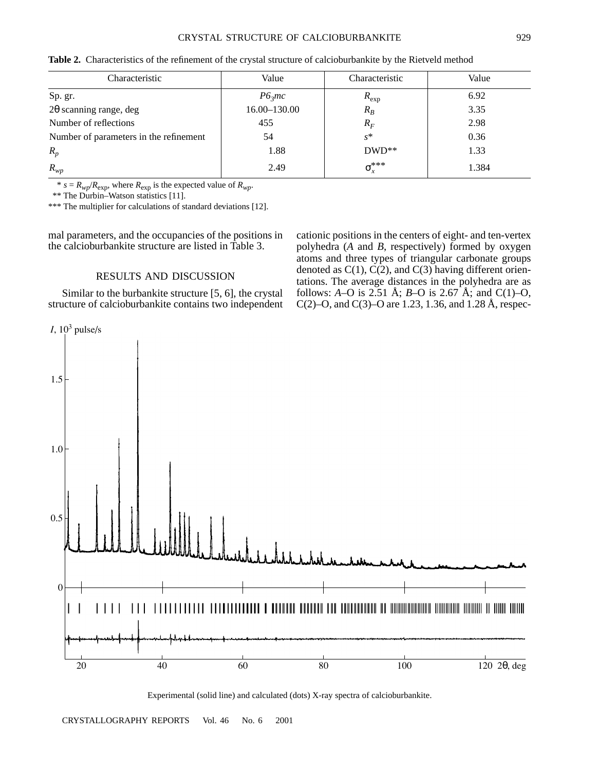**Table 2.** Characteristics of the refinement of the crystal structure of calcioburbankite by the Rietveld method

| Characteristic | Value | Characteristic | Value |
|---|---|---|---|
| Sp. gr. | $P6_3mc$ | $R_{exp}$ | 6.92 |
| 2θ scanning range, deg | 16.00–130.00 | $R_B$ | 3.35 |
| Number of reflections | 455 | $R_F$ | 2.98 |
| Number of parameters in the refinement | 54 | $s$* | 0.36 |
| $R_p$ | 1.88 | DWD** | 1.33 |
| $R_{wp}$ | 2.49 | $\sigma_x^{***}$ | 1.384 |

\* $s = R_{wp}/R_{exp}$, where $R_{exp}$ is the expected value of $R_{wp}$.

** The Durbin–Watson statistics [11].

*** The multiplier for calculations of standard deviations [12].

mal parameters, and the occupancies of the positions in the calcioburbankite structure are listed in Table 3.

## RESULTS AND DISCUSSION

Similar to the burbankite structure [5, 6], the crystal structure of calcioburbankite contains two independent cationic positions in the centers of eight- and ten-vertex polyhedra (*A* and *B*, respectively) formed by oxygen atoms and three types of triangular carbonate groups denoted as C(1), C(2), and C(3) having different orientations. The average distances in the polyhedra are as follows: *A*–O is 2.51 Å; *B*–O is 2.67 Å; and C(1)–O, C(2)–O, and C(3)–O are 1.23, 1.36, and 1.28 Å, respec-

Experimental (solid line) and calculated (dots) X-ray spectra of calcioburbankite.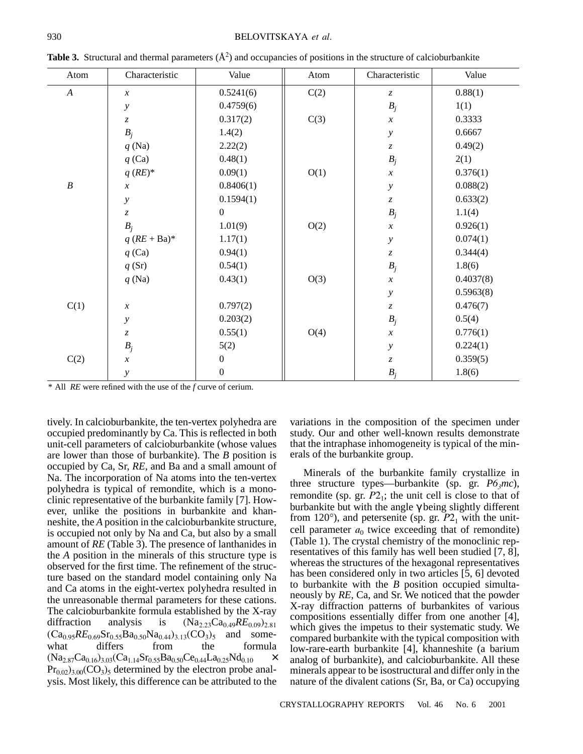**Table 3.** Structural and thermal parameters (Å$^2$) and occupancies of positions in the structure of calcioburbankite

| Atom | Characteristic | Value | Atom | Characteristic | Value |
|---|---|---|---|---|---|
| *A* | *x* | 0.5241(6) | C(2) | *z* | 0.88(1) |
| | *y* | 0.4759(6) | | $B_j$ | 1(1) |
| | *z* | 0.317(2) | C(3) | *x* | 0.3333 |
| | $B_j$ | 1.4(2) | | *y* | 0.6667 |
| | *q* (Na) | 2.22(2) | | *z* | 0.49(2) |
| | *q* (Ca) | 0.48(1) | | $B_j$ | 2(1) |
| | *q* (*RE*)* | 0.09(1) | O(1) | *x* | 0.376(1) |
| *B* | *x* | 0.8406(1) | | *y* | 0.088(2) |
| | *y* | 0.1594(1) | | *z* | 0.633(2) |
| | *z* | 0 | | $B_j$ | 1.1(4) |
| | $B_j$ | 1.01(9) | O(2) | *x* | 0.926(1) |
| | *q* (*RE* + Ba)* | 1.17(1) | | *y* | 0.074(1) |
| | *q* (Ca) | 0.94(1) | | *z* | 0.344(4) |
| | *q* (Sr) | 0.54(1) | | $B_j$ | 1.8(6) |
| | *q* (Na) | 0.43(1) | O(3) | *x* | 0.4037(8) |
| | | | | *y* | 0.5963(8) |
| C(1) | *x* | 0.797(2) | | *z* | 0.476(7) |
| | *y* | 0.203(2) | | $B_j$ | 0.5(4) |
| | *z* | 0.55(1) | O(4) | *x* | 0.776(1) |
| | $B_j$ | 5(2) | | *y* | 0.224(1) |
| C(2) | *x* | 0 | | *z* | 0.359(5) |
| | *y* | 0 | | $B_j$ | 1.8(6) |

\* All *RE* were refined with the use of the *f* curve of cerium.

tively. In calcioburbankite, the ten-vertex polyhedra are occupied predominantly by Ca. This is reflected in both unit-cell parameters of calcioburbankite (whose values are lower than those of burbankite). The *B* position is occupied by Ca, Sr, *RE*, and Ba and a small amount of Na. The incorporation of Na atoms into the ten-vertex polyhedra is typical of remondite, which is a monoclinic representative of the burbankite family [7]. However, unlike the positions in burbankite and khanneshite, the *A* position in the calcioburbankite structure, is occupied not only by Na and Ca, but also by a small amount of *RE* (Table 3). The presence of lanthanides in the *A* position in the minerals of this structure type is observed for the first time. The refinement of the structure based on the standard model containing only Na and Ca atoms in the eight-vertex polyhedra resulted in the unreasonable thermal parameters for these cations. The calcioburbankite formula established by the X-ray diffraction analysis is $(Na_{2.23}Ca_{0.49}RE_{0.09})_{2.81}(Ca_{0.95}RE_{0.69}Sr_{0.55}Ba_{0.50}Na_{0.44})_{3.13}(CO_3)_5$ and somewhat differs from the formula $(Na_{2.87}Ca_{0.16})_{3.03}(Ca_{1.14}Sr_{0.55}Ba_{0.50}Ce_{0.44}La_{0.25}Nd_{0.10} \times Pr_{0.02})_{3.00}(CO_3)_5$ determined by the electron probe analysis. Most likely, this difference can be attributed to the variations in the composition of the specimen under study. Our and other well-known results demonstrate that the intraphase inhomogeneity is typical of the minerals of the burbankite group.

Minerals of the burbankite family crystallize in three structure types—burbankite (sp. gr. $P6_3mc$), remondite (sp. gr. $P2_1$; the unit cell is close to that of burbankite but with the angle γ being slightly different from 120°), and petersenite (sp. gr. $P2_1$ with the unit-cell parameter $a_0$ twice exceeding that of remondite) (Table 1). The crystal chemistry of the monoclinic representatives of this family has well been studied [7, 8], whereas the structures of the hexagonal representatives has been considered only in two articles [5, 6] devoted to burbankite with the *B* position occupied simultaneously by *RE*, Ca, and Sr. We noticed that the powder X-ray diffraction patterns of burbankites of various compositions essentially differ from one another [4], which gives the impetus to their systematic study. We compared burbankite with the typical composition with low-rare-earth burbankite [4], khanneshite (a barium analog of burbankite), and calcioburbankite. All these minerals appear to be isostructural and differ only in the nature of the divalent cations (Sr, Ba, or Ca) occupying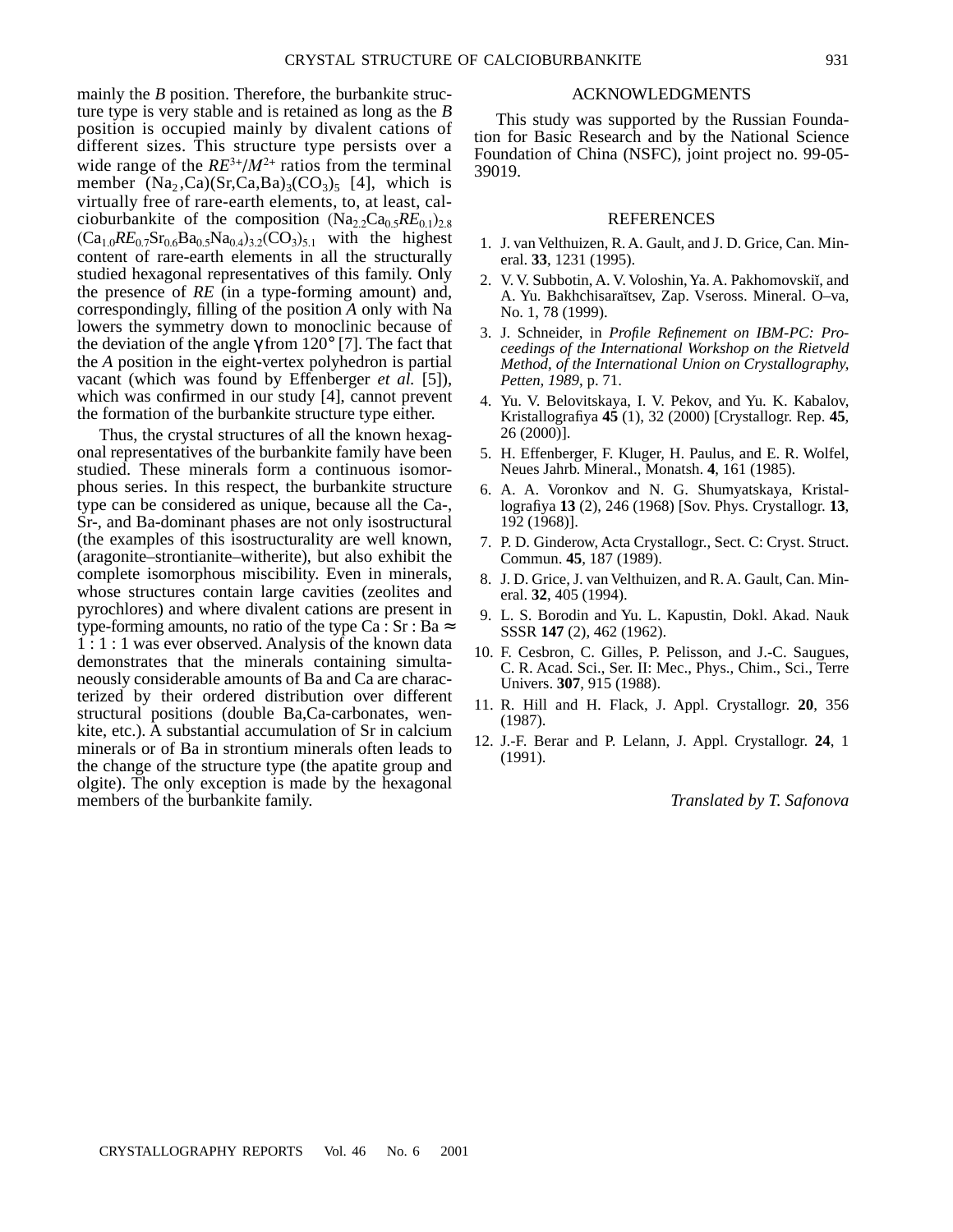mainly the *B* position. Therefore, the burbankite structure type is very stable and is retained as long as the *B* position is occupied mainly by divalent cations of different sizes. This structure type persists over a wide range of the $RE^{3+}/M^{2+}$ ratios from the terminal member $(Na_2,Ca)(Sr,Ca,Ba)_3(CO_3)_5$ [4], which is virtually free of rare-earth elements, to, at least, calcioburbankite of the composition $(Na_{2.2}Ca_{0.5}RE_{0.1})_{2.8}$ $(Ca_{1.0}RE_{0.7}Sr_{0.6}Ba_{0.5}Na_{0.4})_{3.2}(CO_3)_{5.1}$ with the highest content of rare-earth elements in all the structurally studied hexagonal representatives of this family. Only the presence of *RE* (in a type-forming amount) and, correspondingly, filling of the position *A* only with Na lowers the symmetry down to monoclinic because of the deviation of the angle $\gamma$ from 120° [7]. The fact that the *A* position in the eight-vertex polyhedron is partial vacant (which was found by Effenberger *et al.* [5]), which was confirmed in our study [4], cannot prevent the formation of the burbankite structure type either.

Thus, the crystal structures of all the known hexagonal representatives of the burbankite family have been studied. These minerals form a continuous isomorphous series. In this respect, the burbankite structure type can be considered as unique, because all the Ca-, Sr-, and Ba-dominant phases are not only isostructural (the examples of this isostructurality are well known, (aragonite–strontianite–witherite), but also exhibit the complete isomorphous miscibility. Even in minerals, whose structures contain large cavities (zeolites and pyrochlores) and where divalent cations are present in type-forming amounts, no ratio of the type Ca : Sr : Ba ≈ 1 : 1 : 1 was ever observed. Analysis of the known data demonstrates that the minerals containing simultaneously considerable amounts of Ba and Ca are characterized by their ordered distribution over different structural positions (double Ba,Ca-carbonates, wenkite, etc.). A substantial accumulation of Sr in calcium minerals or of Ba in strontium minerals often leads to the change of the structure type (the apatite group and olgite). The only exception is made by the hexagonal members of the burbankite family.

## ACKNOWLEDGMENTS

This study was supported by the Russian Foundation for Basic Research and by the National Science Foundation of China (NSFC), joint project no. 99-05-39019.

## REFERENCES

1. J. van Velthuizen, R. A. Gault, and J. D. Grice, Can. Mineral. **33**, 1231 (1995).
2. V. V. Subbotin, A. V. Voloshin, Ya. A. Pakhomovskiĭ, and A. Yu. Bakhchisaraĭtsev, Zap. Vseross. Mineral. O–va, No. 1, 78 (1999).
3. J. Schneider, in *Profile Refinement on IBM-PC: Proceedings of the International Workshop on the Rietveld Method, of the International Union on Crystallography, Petten, 1989*, p. 71.
4. Yu. V. Belovitskaya, I. V. Pekov, and Yu. K. Kabalov, Kristallografiya **45** (1), 32 (2000) [Crystallogr. Rep. **45**, 26 (2000)].
5. H. Effenberger, F. Kluger, H. Paulus, and E. R. Wolfel, Neues Jahrb. Mineral., Monatsh. **4**, 161 (1985).
6. A. A. Voronkov and N. G. Shumyatskaya, Kristallografiya **13** (2), 246 (1968) [Sov. Phys. Crystallogr. **13**, 192 (1968)].
7. P. D. Ginderow, Acta Crystallogr., Sect. C: Cryst. Struct. Commun. **45**, 187 (1989).
8. J. D. Grice, J. van Velthuizen, and R. A. Gault, Can. Mineral. **32**, 405 (1994).
9. L. S. Borodin and Yu. L. Kapustin, Dokl. Akad. Nauk SSSR **147** (2), 462 (1962).
10. F. Cesbron, C. Gilles, P. Pelisson, and J.-C. Saugues, C. R. Acad. Sci., Ser. II: Mec., Phys., Chim., Sci., Terre Univers. **307**, 915 (1988).
11. R. Hill and H. Flack, J. Appl. Crystallogr. **20**, 356 (1987).
12. J.-F. Berar and P. Lelann, J. Appl. Crystallogr. **24**, 1 (1991).

*Translated by T. Safonova*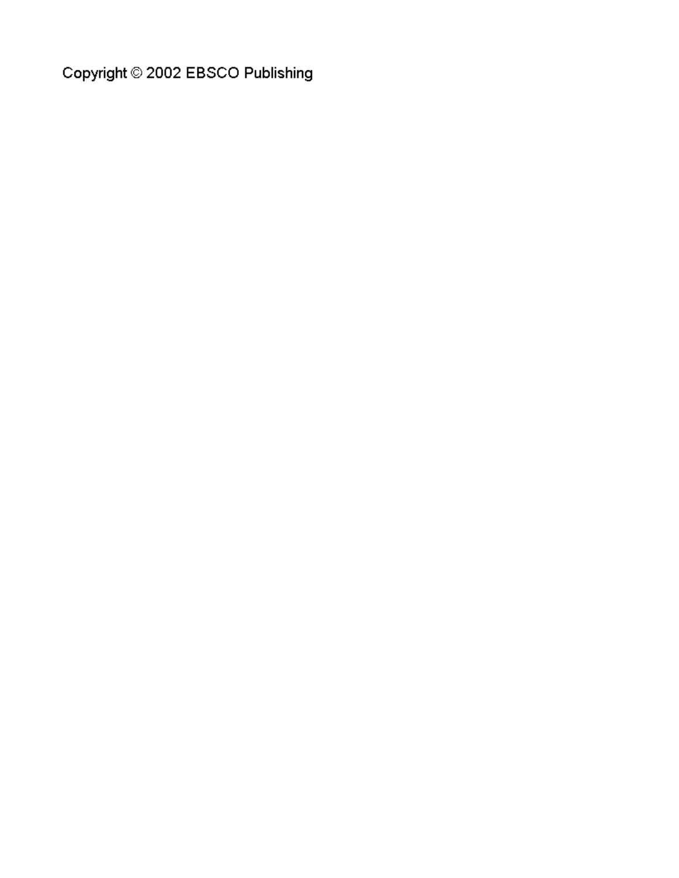Copyright © 2002 EBSCO Publishing